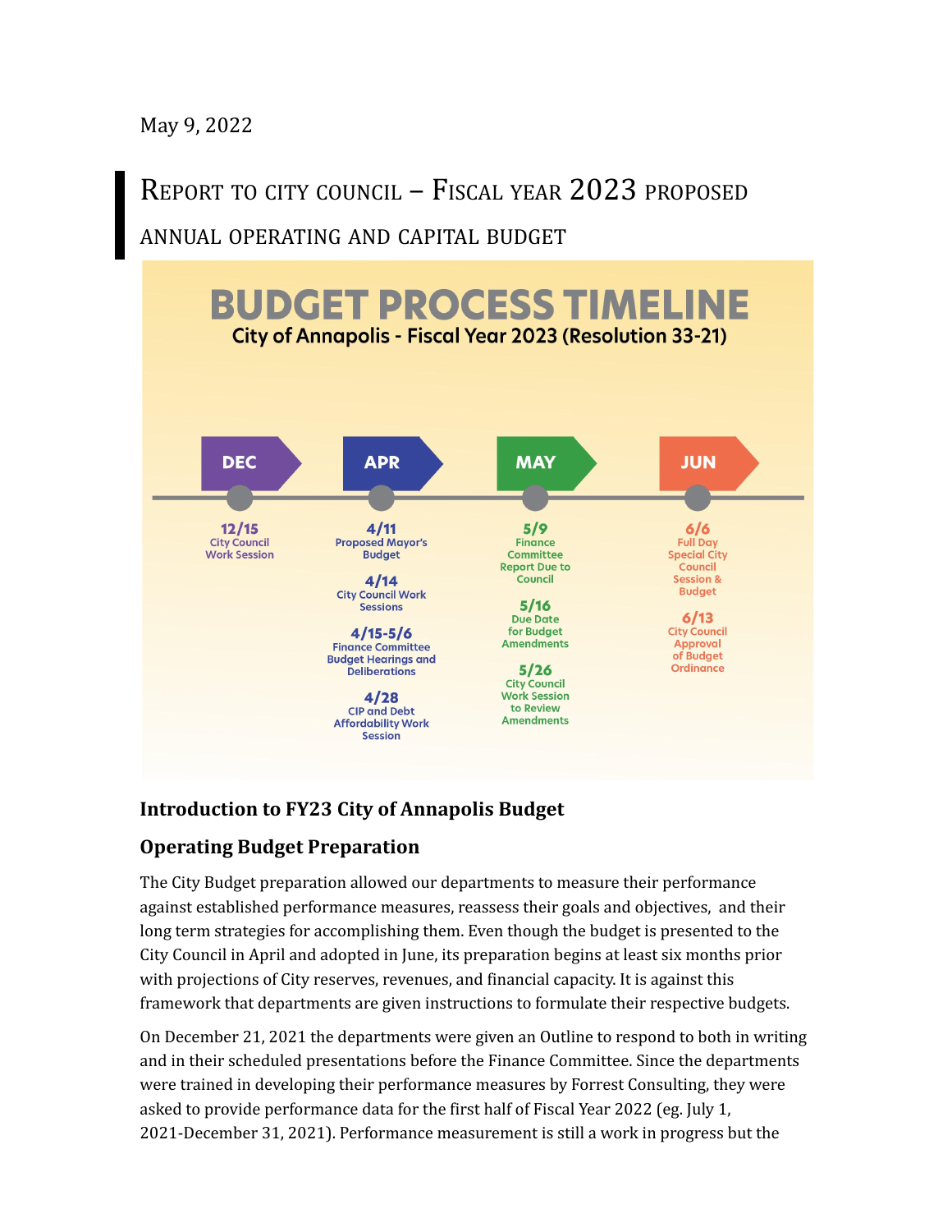May 9, 2022

# Report to City Council – Fiscal Year 2023 Proposed Annual Operating and Capital Budget

**BUDGET PROCESS TIMELINE**

City of Annapolis - Fiscal Year 2023 (Resolution 33-21)

**DEC**
- **12/15** City Council Work Session

**APR**
- **4/11** Proposed Mayor's Budget
- **4/14** City Council Work Sessions
- **4/15-5/6** Finance Committee Budget Hearings and Deliberations
- **4/28** CIP and Debt Affordability Work Session

**MAY**
- **5/9** Finance Committee Report Due to Council
- **5/16** Due Date for Budget Amendments
- **5/26** City Council Work Session to Review Amendments

**JUN**
- **6/6** Full Day Special City Council Session & Budget
- **6/13** City Council Approval of Budget Ordinance

## Introduction to FY23 City of Annapolis Budget

## Operating Budget Preparation

The City Budget preparation allowed our departments to measure their performance against established performance measures, reassess their goals and objectives, and their long term strategies for accomplishing them. Even though the budget is presented to the City Council in April and adopted in June, its preparation begins at least six months prior with projections of City reserves, revenues, and financial capacity. It is against this framework that departments are given instructions to formulate their respective budgets.

On December 21, 2021 the departments were given an Outline to respond to both in writing and in their scheduled presentations before the Finance Committee. Since the departments were trained in developing their performance measures by Forrest Consulting, they were asked to provide performance data for the first half of Fiscal Year 2022 (eg. July 1, 2021-December 31, 2021). Performance measurement is still a work in progress but the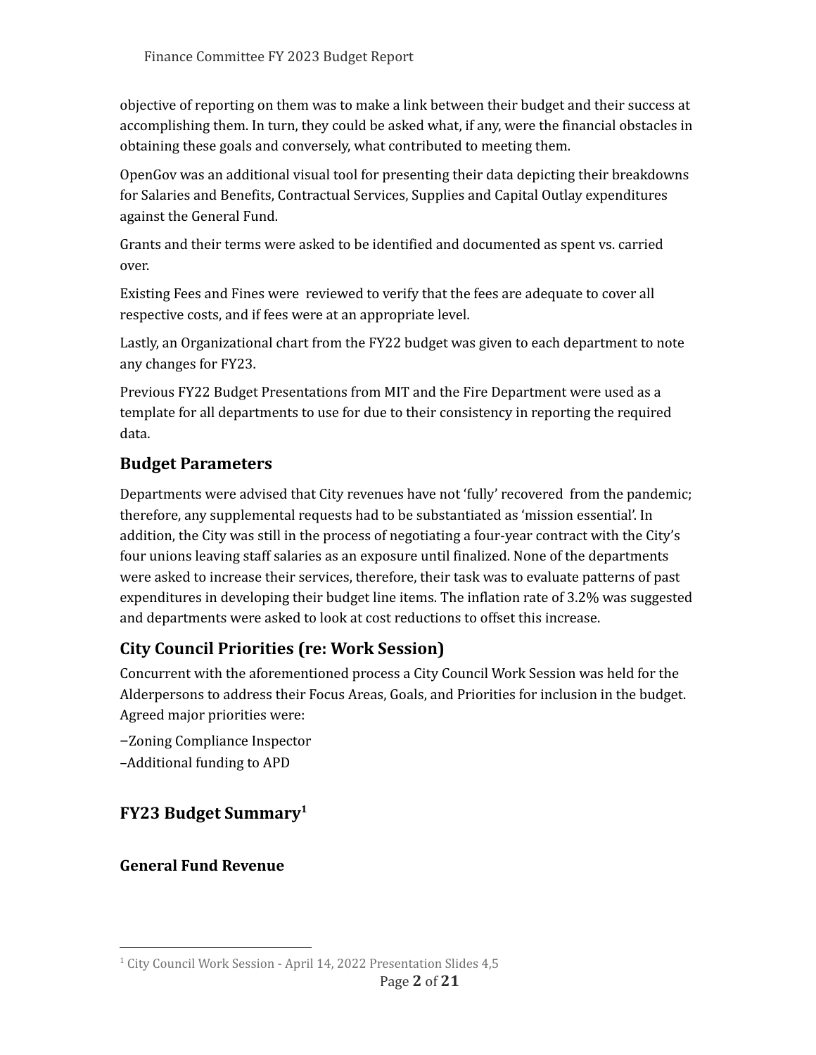objective of reporting on them was to make a link between their budget and their success at accomplishing them. In turn, they could be asked what, if any, were the financial obstacles in obtaining these goals and conversely, what contributed to meeting them.

OpenGov was an additional visual tool for presenting their data depicting their breakdowns for Salaries and Benefits, Contractual Services, Supplies and Capital Outlay expenditures against the General Fund.

Grants and their terms were asked to be identified and documented as spent vs. carried over.

Existing Fees and Fines were reviewed to verify that the fees are adequate to cover all respective costs, and if fees were at an appropriate level.

Lastly, an Organizational chart from the FY22 budget was given to each department to note any changes for FY23.

Previous FY22 Budget Presentations from MIT and the Fire Department were used as a template for all departments to use for due to their consistency in reporting the required data.

## Budget Parameters

Departments were advised that City revenues have not 'fully' recovered from the pandemic; therefore, any supplemental requests had to be substantiated as 'mission essential'. In addition, the City was still in the process of negotiating a four-year contract with the City's four unions leaving staff salaries as an exposure until finalized. None of the departments were asked to increase their services, therefore, their task was to evaluate patterns of past expenditures in developing their budget line items. The inflation rate of 3.2% was suggested and departments were asked to look at cost reductions to offset this increase.

## City Council Priorities (re: Work Session)

Concurrent with the aforementioned process a City Council Work Session was held for the Alderpersons to address their Focus Areas, Goals, and Priorities for inclusion in the budget. Agreed major priorities were:

–Zoning Compliance Inspector
–Additional funding to APD

## FY23 Budget Summary[1]

### General Fund Revenue

[1] City Council Work Session - April 14, 2022 Presentation Slides 4,5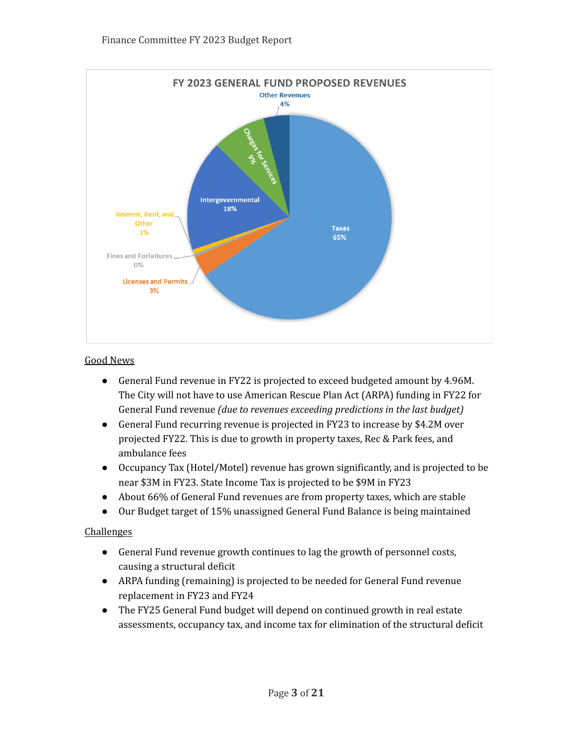**FY 2023 GENERAL FUND PROPOSED REVENUES**

| Category | Share |
| --- | --- |
| Taxes | 65% |
| Intergovernmental | 18% |
| Charges for Services | 9% |
| Other Revenues | 4% |
| Licenses and Permits | 3% |
| Interest, Rent, and Other | 1% |
| Fines and Forfeitures | 0% |

<u>Good News</u>

- General Fund revenue in FY22 is projected to exceed budgeted amount by 4.96M. The City will not have to use American Rescue Plan Act (ARPA) funding in FY22 for General Fund revenue *(due to revenues exceeding predictions in the last budget)*
- General Fund recurring revenue is projected in FY23 to increase by $4.2M over projected FY22. This is due to growth in property taxes, Rec & Park fees, and ambulance fees
- Occupancy Tax (Hotel/Motel) revenue has grown significantly, and is projected to be near $3M in FY23. State Income Tax is projected to be $9M in FY23
- About 66% of General Fund revenues are from property taxes, which are stable
- Our Budget target of 15% unassigned General Fund Balance is being maintained

<u>Challenges</u>

- General Fund revenue growth continues to lag the growth of personnel costs, causing a structural deficit
- ARPA funding (remaining) is projected to be needed for General Fund revenue replacement in FY23 and FY24
- The FY25 General Fund budget will depend on continued growth in real estate assessments, occupancy tax, and income tax for elimination of the structural deficit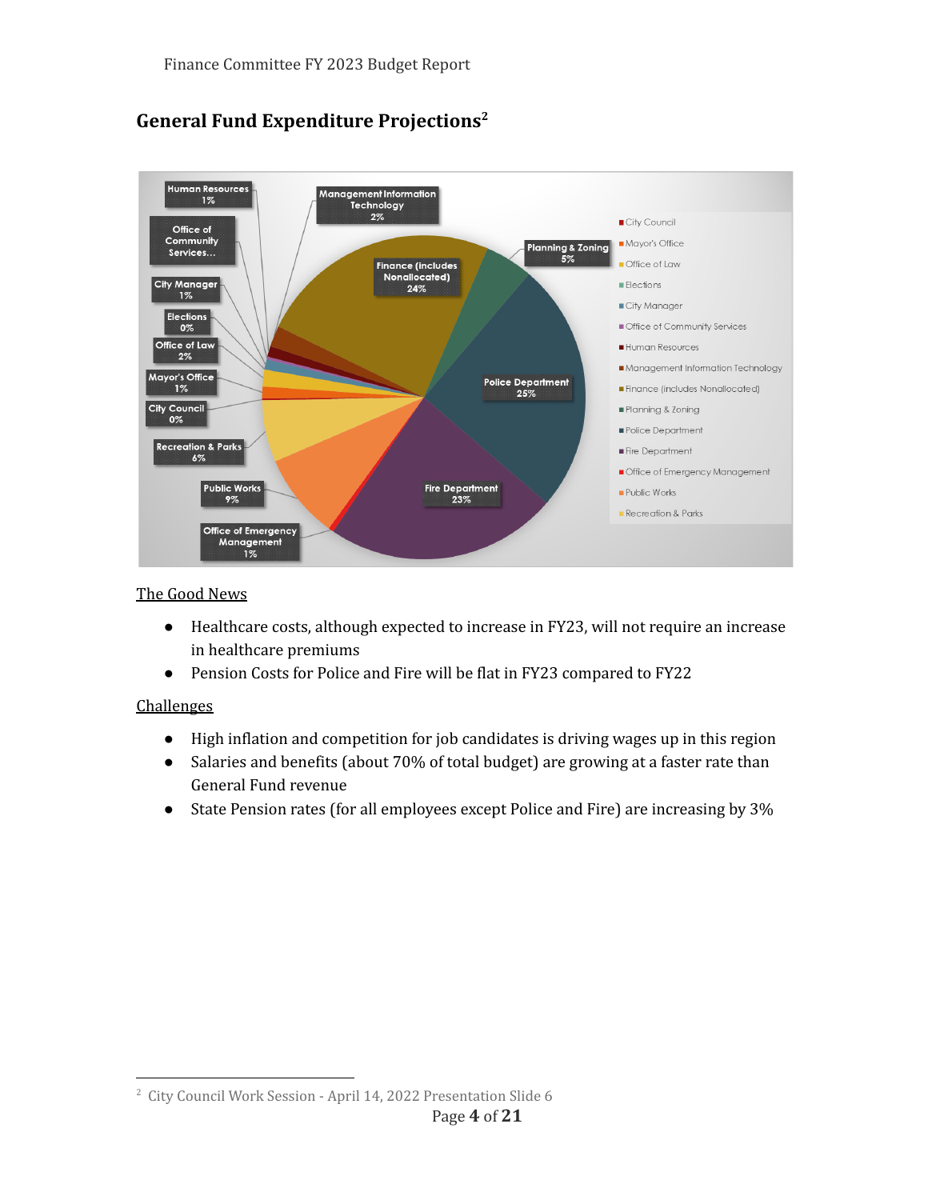## General Fund Expenditure Projections[2]

The Good News

- Healthcare costs, although expected to increase in FY23, will not require an increase in healthcare premiums
- Pension Costs for Police and Fire will be flat in FY23 compared to FY22

Challenges

- High inflation and competition for job candidates is driving wages up in this region
- Salaries and benefits (about 70% of total budget) are growing at a faster rate than General Fund revenue
- State Pension rates (for all employees except Police and Fire) are increasing by 3%

[2] City Council Work Session - April 14, 2022 Presentation Slide 6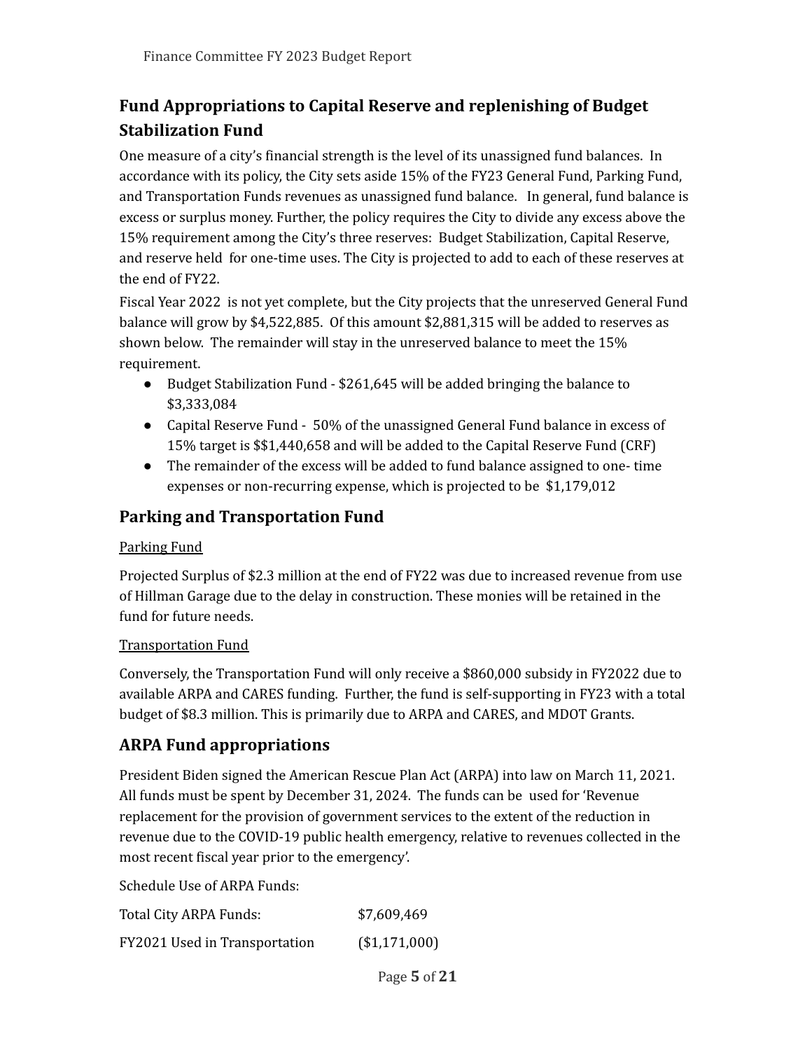## Fund Appropriations to Capital Reserve and replenishing of Budget Stabilization Fund

One measure of a city's financial strength is the level of its unassigned fund balances. In accordance with its policy, the City sets aside 15% of the FY23 General Fund, Parking Fund, and Transportation Funds revenues as unassigned fund balance. In general, fund balance is excess or surplus money. Further, the policy requires the City to divide any excess above the 15% requirement among the City's three reserves: Budget Stabilization, Capital Reserve, and reserve held for one-time uses. The City is projected to add to each of these reserves at the end of FY22.

Fiscal Year 2022 is not yet complete, but the City projects that the unreserved General Fund balance will grow by $4,522,885. Of this amount $2,881,315 will be added to reserves as shown below. The remainder will stay in the unreserved balance to meet the 15% requirement.

- Budget Stabilization Fund - $261,645 will be added bringing the balance to $3,333,084
- Capital Reserve Fund - 50% of the unassigned General Fund balance in excess of 15% target is $$1,440,658 and will be added to the Capital Reserve Fund (CRF)
- The remainder of the excess will be added to fund balance assigned to one- time expenses or non-recurring expense, which is projected to be $1,179,012

## Parking and Transportation Fund

Parking Fund

Projected Surplus of $2.3 million at the end of FY22 was due to increased revenue from use of Hillman Garage due to the delay in construction. These monies will be retained in the fund for future needs.

Transportation Fund

Conversely, the Transportation Fund will only receive a $860,000 subsidy in FY2022 due to available ARPA and CARES funding. Further, the fund is self-supporting in FY23 with a total budget of $8.3 million. This is primarily due to ARPA and CARES, and MDOT Grants.

## ARPA Fund appropriations

President Biden signed the American Rescue Plan Act (ARPA) into law on March 11, 2021. All funds must be spent by December 31, 2024. The funds can be used for 'Revenue replacement for the provision of government services to the extent of the reduction in revenue due to the COVID-19 public health emergency, relative to revenues collected in the most recent fiscal year prior to the emergency'.

Schedule Use of ARPA Funds:

| | |
|---|---|
| Total City ARPA Funds: | $7,609,469 |
| FY2021 Used in Transportation | ($1,171,000) |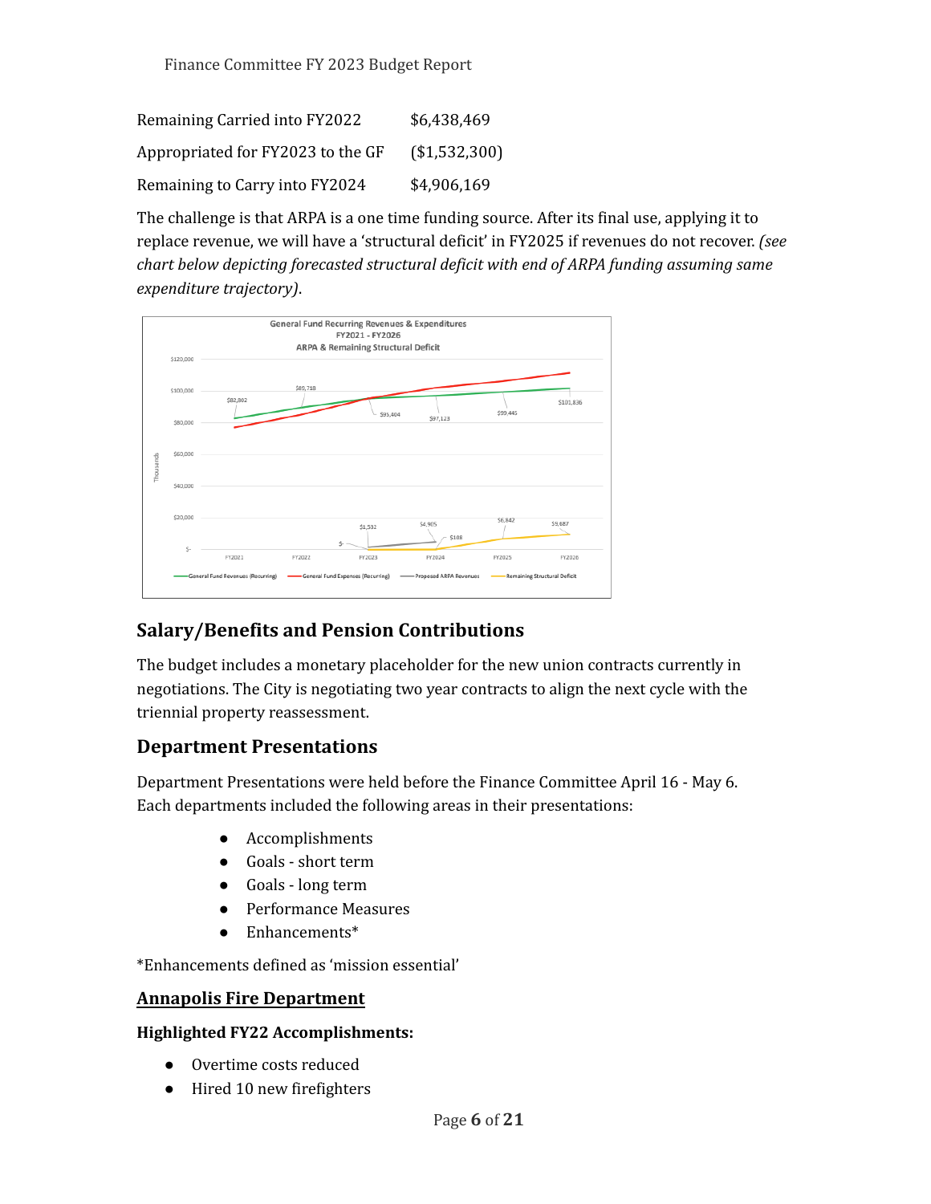| | |
|---|---|
| Remaining Carried into FY2022 | $6,438,469 |
| Appropriated for FY2023 to the GF | ($1,532,300) |
| Remaining to Carry into FY2024 | $4,906,169 |

The challenge is that ARPA is a one time funding source. After its final use, applying it to replace revenue, we will have a 'structural deficit' in FY2025 if revenues do not recover. *(see chart below depicting forecasted structural deficit with end of ARPA funding assuming same expenditure trajectory).*

## Salary/Benefits and Pension Contributions

The budget includes a monetary placeholder for the new union contracts currently in negotiations. The City is negotiating two year contracts to align the next cycle with the triennial property reassessment.

## Department Presentations

Department Presentations were held before the Finance Committee April 16 - May 6. Each departments included the following areas in their presentations:

- Accomplishments
- Goals - short term
- Goals - long term
- Performance Measures
- Enhancements*

*Enhancements defined as 'mission essential'

### <u>Annapolis Fire Department</u>

**Highlighted FY22 Accomplishments:**

- Overtime costs reduced
- Hired 10 new firefighters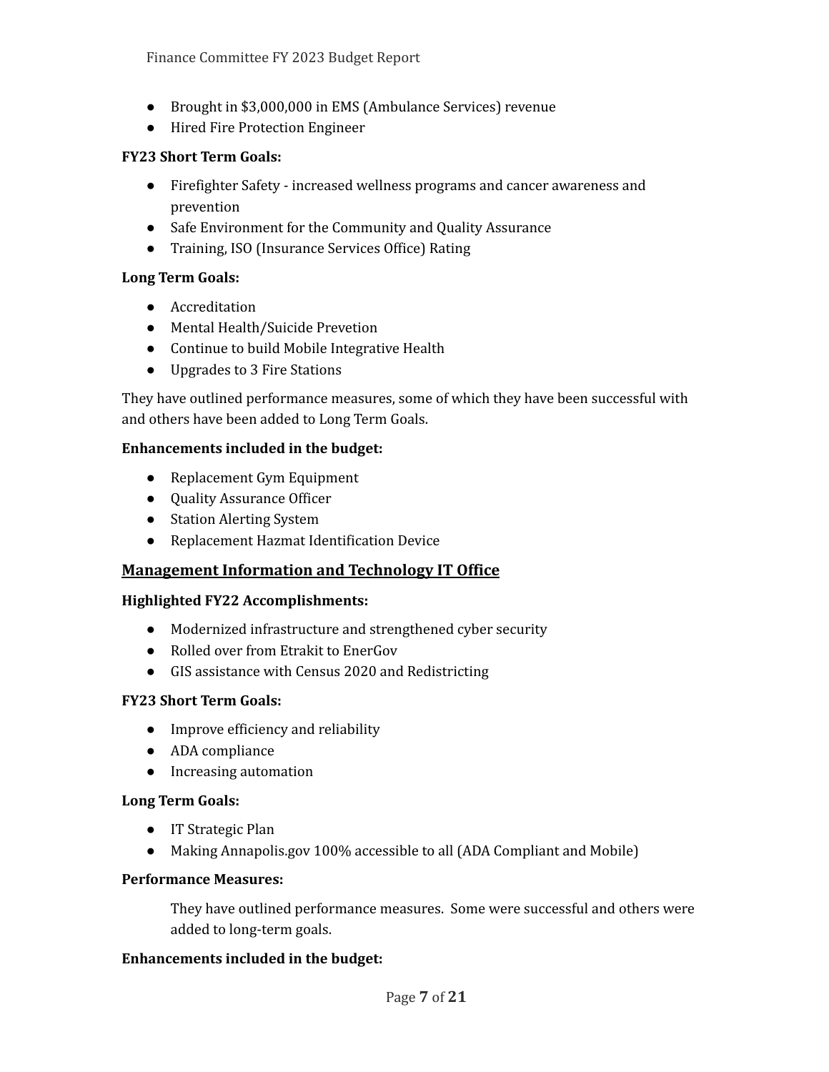- Brought in $3,000,000 in EMS (Ambulance Services) revenue
- Hired Fire Protection Engineer

**FY23 Short Term Goals:**

- Firefighter Safety - increased wellness programs and cancer awareness and prevention
- Safe Environment for the Community and Quality Assurance
- Training, ISO (Insurance Services Office) Rating

**Long Term Goals:**

- Accreditation
- Mental Health/Suicide Prevetion
- Continue to build Mobile Integrative Health
- Upgrades to 3 Fire Stations

They have outlined performance measures, some of which they have been successful with and others have been added to Long Term Goals.

**Enhancements included in the budget:**

- Replacement Gym Equipment
- Quality Assurance Officer
- Station Alerting System
- Replacement Hazmat Identification Device

## Management Information and Technology IT Office

**Highlighted FY22 Accomplishments:**

- Modernized infrastructure and strengthened cyber security
- Rolled over from Etrakit to EnerGov
- GIS assistance with Census 2020 and Redistricting

**FY23 Short Term Goals:**

- Improve efficiency and reliability
- ADA compliance
- Increasing automation

**Long Term Goals:**

- IT Strategic Plan
- Making Annapolis.gov 100% accessible to all (ADA Compliant and Mobile)

**Performance Measures:**

They have outlined performance measures. Some were successful and others were added to long-term goals.

**Enhancements included in the budget:**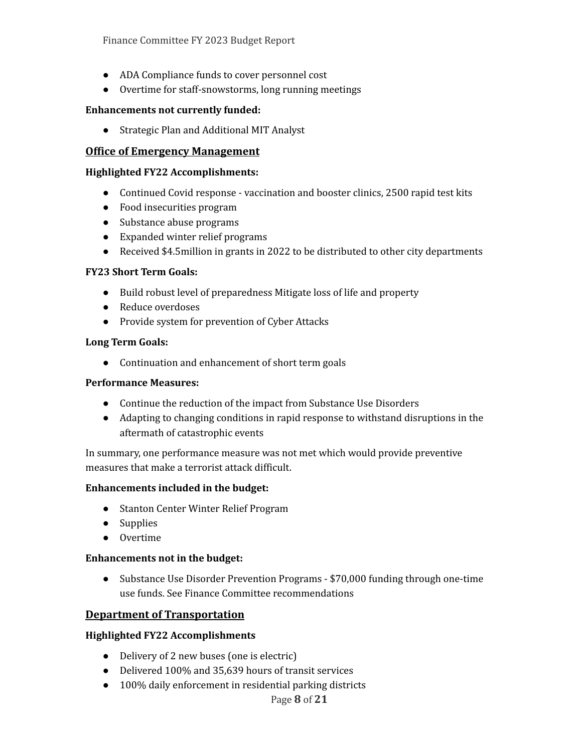- ADA Compliance funds to cover personnel cost
- Overtime for staff-snowstorms, long running meetings

**Enhancements not currently funded:**

- Strategic Plan and Additional MIT Analyst

## Office of Emergency Management

**Highlighted FY22 Accomplishments:**

- Continued Covid response - vaccination and booster clinics, 2500 rapid test kits
- Food insecurities program
- Substance abuse programs
- Expanded winter relief programs
- Received $4.5million in grants in 2022 to be distributed to other city departments

**FY23 Short Term Goals:**

- Build robust level of preparedness Mitigate loss of life and property
- Reduce overdoses
- Provide system for prevention of Cyber Attacks

**Long Term Goals:**

- Continuation and enhancement of short term goals

**Performance Measures:**

- Continue the reduction of the impact from Substance Use Disorders
- Adapting to changing conditions in rapid response to withstand disruptions in the aftermath of catastrophic events

In summary, one performance measure was not met which would provide preventive measures that make a terrorist attack difficult.

**Enhancements included in the budget:**

- Stanton Center Winter Relief Program
- Supplies
- Overtime

**Enhancements not in the budget:**

- Substance Use Disorder Prevention Programs - $70,000 funding through one-time use funds. See Finance Committee recommendations

## Department of Transportation

**Highlighted FY22 Accomplishments**

- Delivery of 2 new buses (one is electric)
- Delivered 100% and 35,639 hours of transit services
- 100% daily enforcement in residential parking districts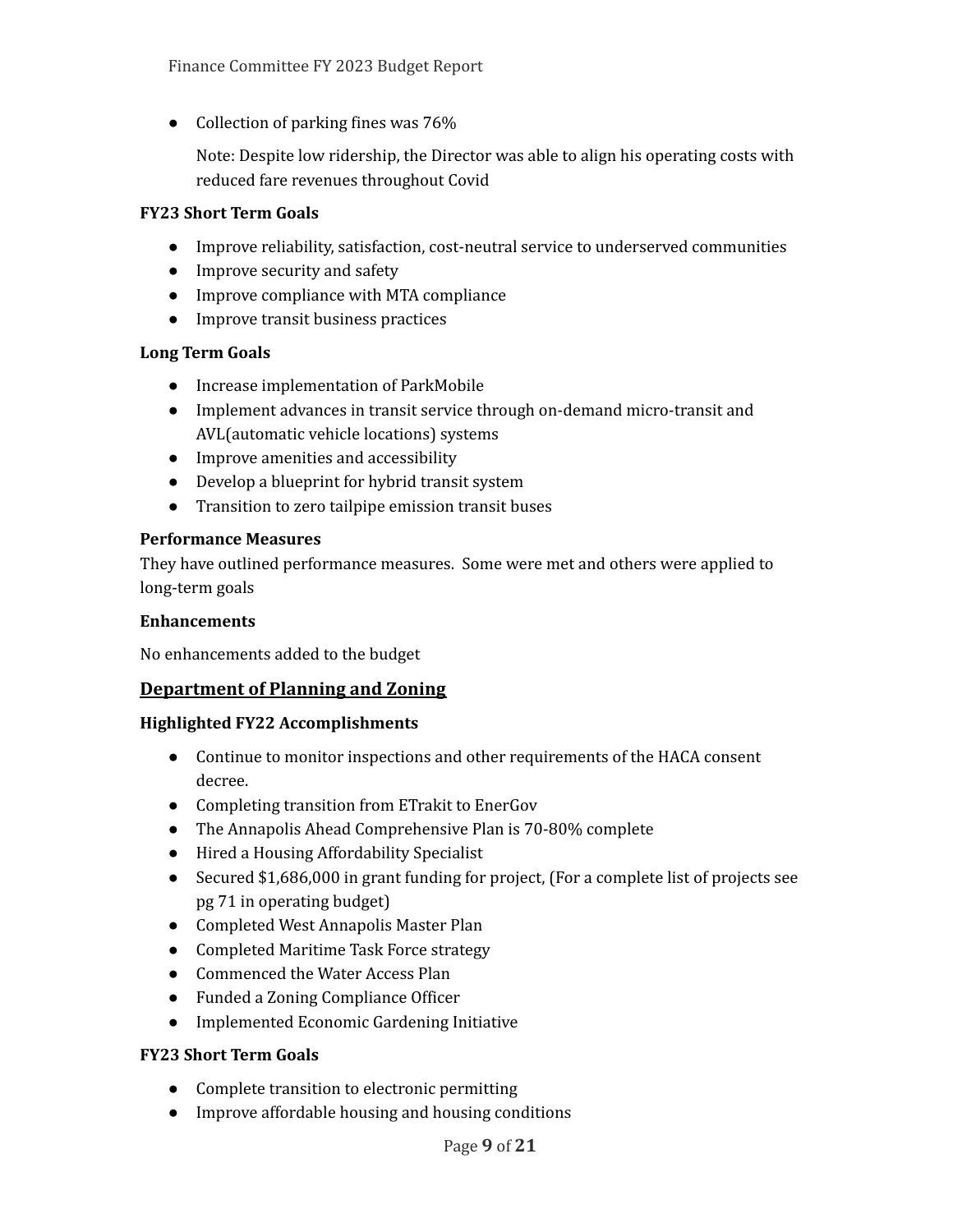- Collection of parking fines was 76%

  Note: Despite low ridership, the Director was able to align his operating costs with reduced fare revenues throughout Covid

**FY23 Short Term Goals**

- Improve reliability, satisfaction, cost-neutral service to underserved communities
- Improve security and safety
- Improve compliance with MTA compliance
- Improve transit business practices

**Long Term Goals**

- Increase implementation of ParkMobile
- Implement advances in transit service through on-demand micro-transit and AVL(automatic vehicle locations) systems
- Improve amenities and accessibility
- Develop a blueprint for hybrid transit system
- Transition to zero tailpipe emission transit buses

**Performance Measures**

They have outlined performance measures. Some were met and others were applied to long-term goals

**Enhancements**

No enhancements added to the budget

## Department of Planning and Zoning

**Highlighted FY22 Accomplishments**

- Continue to monitor inspections and other requirements of the HACA consent decree.
- Completing transition from ETrakit to EnerGov
- The Annapolis Ahead Comprehensive Plan is 70-80% complete
- Hired a Housing Affordability Specialist
- Secured $1,686,000 in grant funding for project, (For a complete list of projects see pg 71 in operating budget)
- Completed West Annapolis Master Plan
- Completed Maritime Task Force strategy
- Commenced the Water Access Plan
- Funded a Zoning Compliance Officer
- Implemented Economic Gardening Initiative

**FY23 Short Term Goals**

- Complete transition to electronic permitting
- Improve affordable housing and housing conditions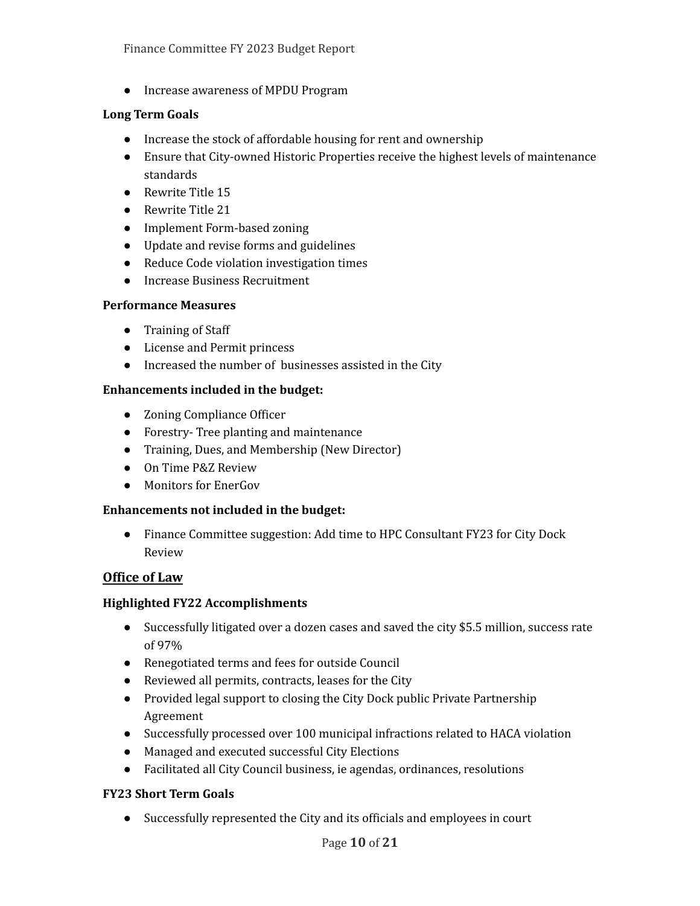- Increase awareness of MPDU Program

**Long Term Goals**

- Increase the stock of affordable housing for rent and ownership
- Ensure that City-owned Historic Properties receive the highest levels of maintenance standards
- Rewrite Title 15
- Rewrite Title 21
- Implement Form-based zoning
- Update and revise forms and guidelines
- Reduce Code violation investigation times
- Increase Business Recruitment

**Performance Measures**

- Training of Staff
- License and Permit princess
- Increased the number of businesses assisted in the City

**Enhancements included in the budget:**

- Zoning Compliance Officer
- Forestry- Tree planting and maintenance
- Training, Dues, and Membership (New Director)
- On Time P&Z Review
- Monitors for EnerGov

**Enhancements not included in the budget:**

- Finance Committee suggestion: Add time to HPC Consultant FY23 for City Dock Review

## Office of Law

**Highlighted FY22 Accomplishments**

- Successfully litigated over a dozen cases and saved the city $5.5 million, success rate of 97%
- Renegotiated terms and fees for outside Council
- Reviewed all permits, contracts, leases for the City
- Provided legal support to closing the City Dock public Private Partnership Agreement
- Successfully processed over 100 municipal infractions related to HACA violation
- Managed and executed successful City Elections
- Facilitated all City Council business, ie agendas, ordinances, resolutions

**FY23 Short Term Goals**

- Successfully represented the City and its officials and employees in court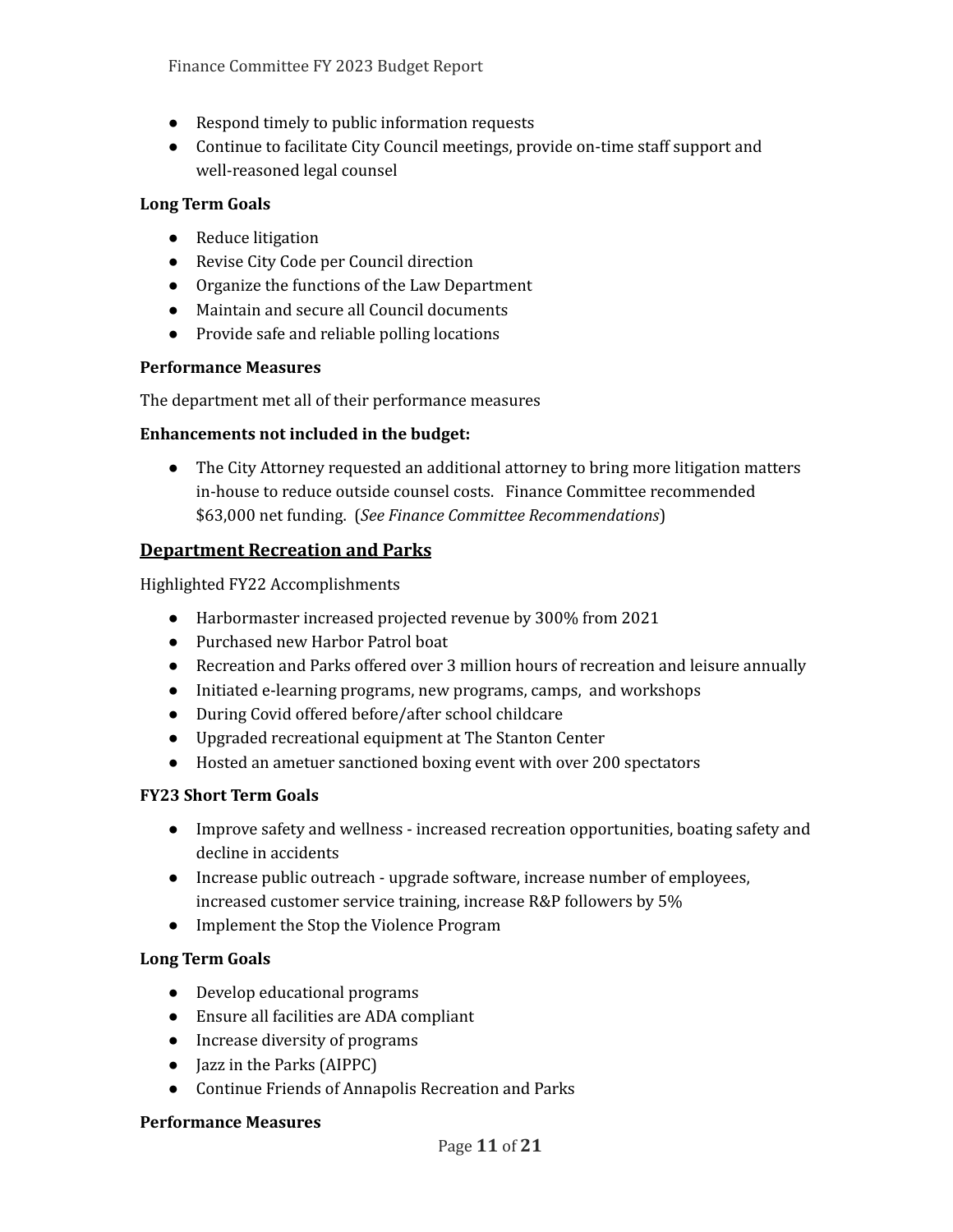- Respond timely to public information requests
- Continue to facilitate City Council meetings, provide on-time staff support and well-reasoned legal counsel

**Long Term Goals**

- Reduce litigation
- Revise City Code per Council direction
- Organize the functions of the Law Department
- Maintain and secure all Council documents
- Provide safe and reliable polling locations

**Performance Measures**

The department met all of their performance measures

**Enhancements not included in the budget:**

- The City Attorney requested an additional attorney to bring more litigation matters in-house to reduce outside counsel costs. Finance Committee recommended $63,000 net funding. (*See Finance Committee Recommendations*)

## <u>Department Recreation and Parks</u>

Highlighted FY22 Accomplishments

- Harbormaster increased projected revenue by 300% from 2021
- Purchased new Harbor Patrol boat
- Recreation and Parks offered over 3 million hours of recreation and leisure annually
- Initiated e-learning programs, new programs, camps, and workshops
- During Covid offered before/after school childcare
- Upgraded recreational equipment at The Stanton Center
- Hosted an ametuer sanctioned boxing event with over 200 spectators

**FY23 Short Term Goals**

- Improve safety and wellness - increased recreation opportunities, boating safety and decline in accidents
- Increase public outreach - upgrade software, increase number of employees, increased customer service training, increase R&P followers by 5%
- Implement the Stop the Violence Program

**Long Term Goals**

- Develop educational programs
- Ensure all facilities are ADA compliant
- Increase diversity of programs
- Jazz in the Parks (AIPPC)
- Continue Friends of Annapolis Recreation and Parks

**Performance Measures**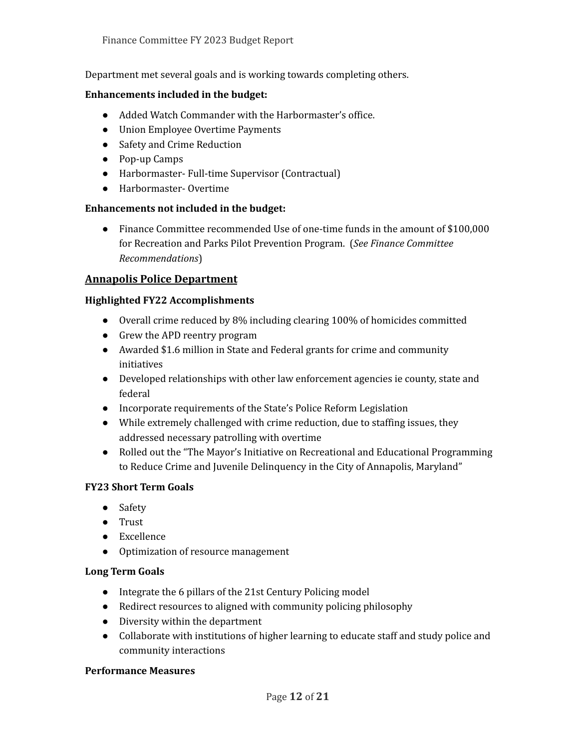Department met several goals and is working towards completing others.

**Enhancements included in the budget:**

- Added Watch Commander with the Harbormaster's office.
- Union Employee Overtime Payments
- Safety and Crime Reduction
- Pop-up Camps
- Harbormaster- Full-time Supervisor (Contractual)
- Harbormaster- Overtime

**Enhancements not included in the budget:**

- Finance Committee recommended Use of one-time funds in the amount of $100,000 for Recreation and Parks Pilot Prevention Program. (*See Finance Committee Recommendations*)

## Annapolis Police Department

**Highlighted FY22 Accomplishments**

- Overall crime reduced by 8% including clearing 100% of homicides committed
- Grew the APD reentry program
- Awarded $1.6 million in State and Federal grants for crime and community initiatives
- Developed relationships with other law enforcement agencies ie county, state and federal
- Incorporate requirements of the State's Police Reform Legislation
- While extremely challenged with crime reduction, due to staffing issues, they addressed necessary patrolling with overtime
- Rolled out the "The Mayor's Initiative on Recreational and Educational Programming to Reduce Crime and Juvenile Delinquency in the City of Annapolis, Maryland"

**FY23 Short Term Goals**

- Safety
- Trust
- Excellence
- Optimization of resource management

**Long Term Goals**

- Integrate the 6 pillars of the 21st Century Policing model
- Redirect resources to aligned with community policing philosophy
- Diversity within the department
- Collaborate with institutions of higher learning to educate staff and study police and community interactions

**Performance Measures**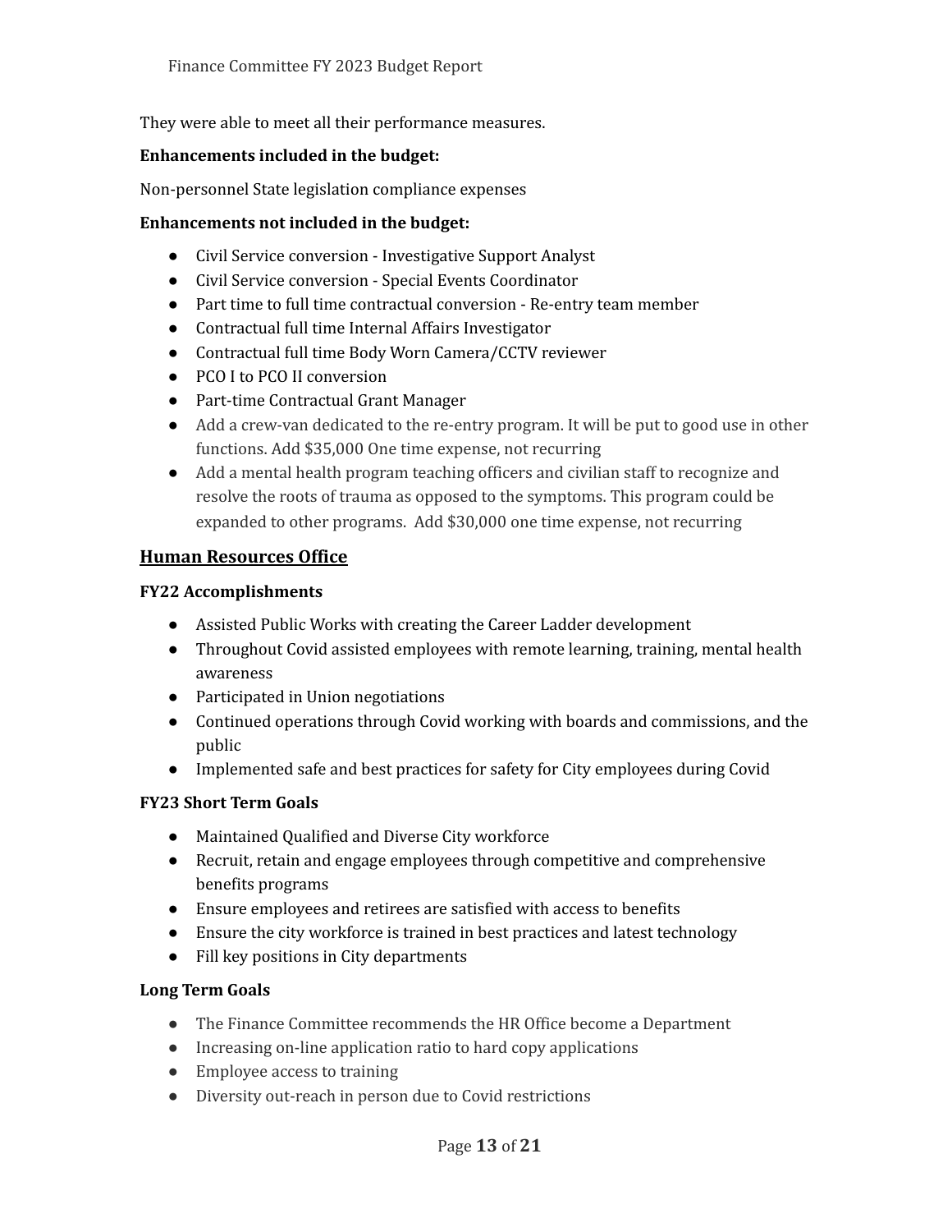They were able to meet all their performance measures.

**Enhancements included in the budget:**

Non-personnel State legislation compliance expenses

**Enhancements not included in the budget:**

- Civil Service conversion - Investigative Support Analyst
- Civil Service conversion - Special Events Coordinator
- Part time to full time contractual conversion - Re-entry team member
- Contractual full time Internal Affairs Investigator
- Contractual full time Body Worn Camera/CCTV reviewer
- PCO I to PCO II conversion
- Part-time Contractual Grant Manager
- Add a crew-van dedicated to the re-entry program. It will be put to good use in other functions. Add $35,000 One time expense, not recurring
- Add a mental health program teaching officers and civilian staff to recognize and resolve the roots of trauma as opposed to the symptoms. This program could be expanded to other programs. Add $30,000 one time expense, not recurring

## Human Resources Office

**FY22 Accomplishments**

- Assisted Public Works with creating the Career Ladder development
- Throughout Covid assisted employees with remote learning, training, mental health awareness
- Participated in Union negotiations
- Continued operations through Covid working with boards and commissions, and the public
- Implemented safe and best practices for safety for City employees during Covid

**FY23 Short Term Goals**

- Maintained Qualified and Diverse City workforce
- Recruit, retain and engage employees through competitive and comprehensive benefits programs
- Ensure employees and retirees are satisfied with access to benefits
- Ensure the city workforce is trained in best practices and latest technology
- Fill key positions in City departments

**Long Term Goals**

- The Finance Committee recommends the HR Office become a Department
- Increasing on-line application ratio to hard copy applications
- Employee access to training
- Diversity out-reach in person due to Covid restrictions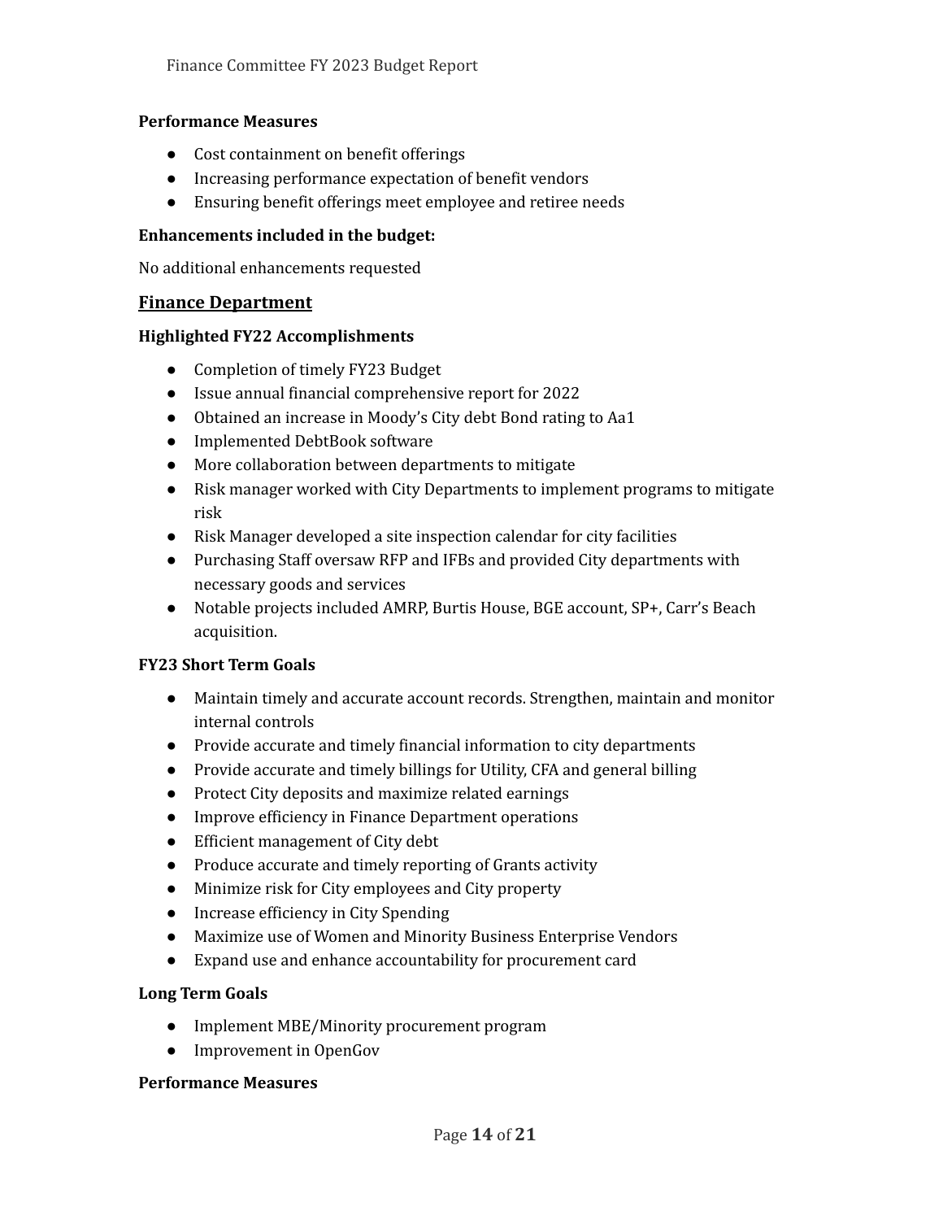**Performance Measures**

- Cost containment on benefit offerings
- Increasing performance expectation of benefit vendors
- Ensuring benefit offerings meet employee and retiree needs

**Enhancements included in the budget:**

No additional enhancements requested

## Finance Department

**Highlighted FY22 Accomplishments**

- Completion of timely FY23 Budget
- Issue annual financial comprehensive report for 2022
- Obtained an increase in Moody's City debt Bond rating to Aa1
- Implemented DebtBook software
- More collaboration between departments to mitigate
- Risk manager worked with City Departments to implement programs to mitigate risk
- Risk Manager developed a site inspection calendar for city facilities
- Purchasing Staff oversaw RFP and IFBs and provided City departments with necessary goods and services
- Notable projects included AMRP, Burtis House, BGE account, SP+, Carr's Beach acquisition.

**FY23 Short Term Goals**

- Maintain timely and accurate account records. Strengthen, maintain and monitor internal controls
- Provide accurate and timely financial information to city departments
- Provide accurate and timely billings for Utility, CFA and general billing
- Protect City deposits and maximize related earnings
- Improve efficiency in Finance Department operations
- Efficient management of City debt
- Produce accurate and timely reporting of Grants activity
- Minimize risk for City employees and City property
- Increase efficiency in City Spending
- Maximize use of Women and Minority Business Enterprise Vendors
- Expand use and enhance accountability for procurement card

**Long Term Goals**

- Implement MBE/Minority procurement program
- Improvement in OpenGov

**Performance Measures**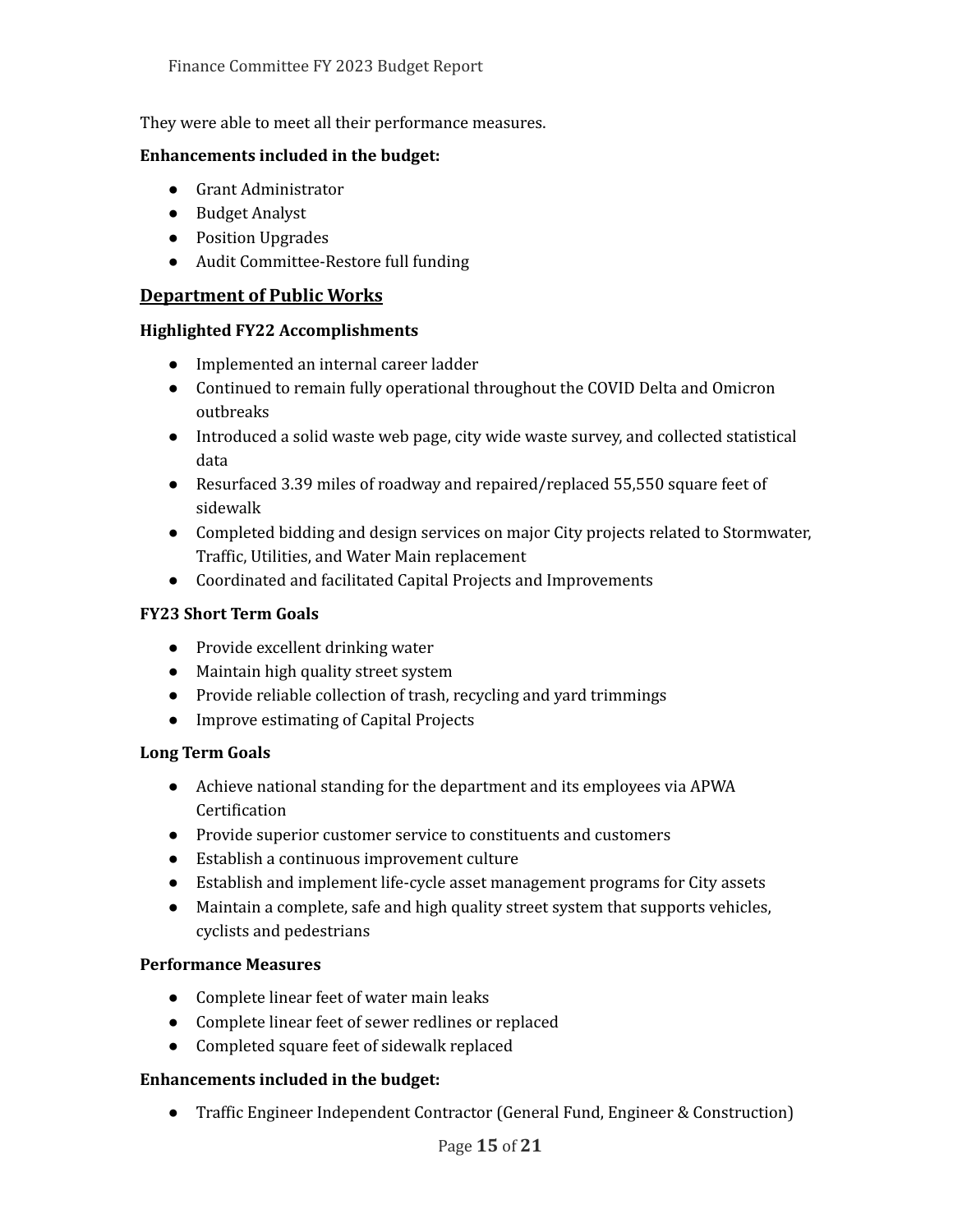They were able to meet all their performance measures.

**Enhancements included in the budget:**

- Grant Administrator
- Budget Analyst
- Position Upgrades
- Audit Committee-Restore full funding

## Department of Public Works

**Highlighted FY22 Accomplishments**

- Implemented an internal career ladder
- Continued to remain fully operational throughout the COVID Delta and Omicron outbreaks
- Introduced a solid waste web page, city wide waste survey, and collected statistical data
- Resurfaced 3.39 miles of roadway and repaired/replaced 55,550 square feet of sidewalk
- Completed bidding and design services on major City projects related to Stormwater, Traffic, Utilities, and Water Main replacement
- Coordinated and facilitated Capital Projects and Improvements

**FY23 Short Term Goals**

- Provide excellent drinking water
- Maintain high quality street system
- Provide reliable collection of trash, recycling and yard trimmings
- Improve estimating of Capital Projects

**Long Term Goals**

- Achieve national standing for the department and its employees via APWA Certification
- Provide superior customer service to constituents and customers
- Establish a continuous improvement culture
- Establish and implement life-cycle asset management programs for City assets
- Maintain a complete, safe and high quality street system that supports vehicles, cyclists and pedestrians

**Performance Measures**

- Complete linear feet of water main leaks
- Complete linear feet of sewer redlines or replaced
- Completed square feet of sidewalk replaced

**Enhancements included in the budget:**

- Traffic Engineer Independent Contractor (General Fund, Engineer & Construction)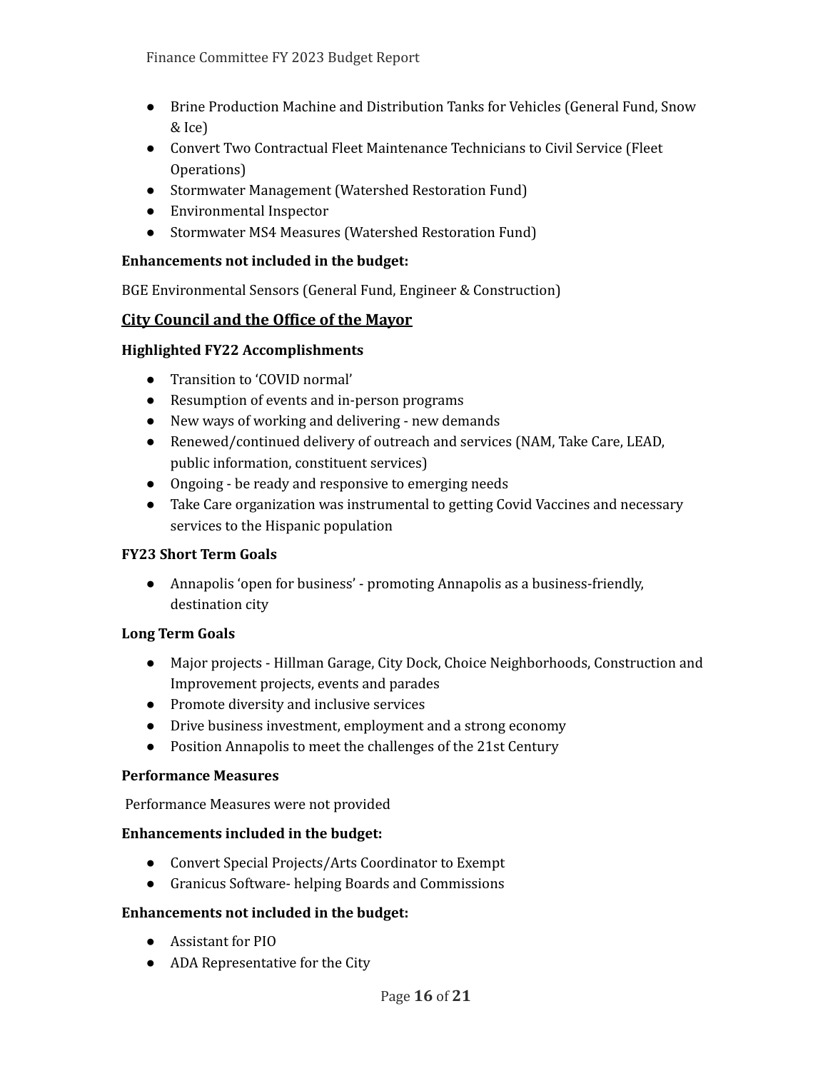- Brine Production Machine and Distribution Tanks for Vehicles (General Fund, Snow & Ice)
- Convert Two Contractual Fleet Maintenance Technicians to Civil Service (Fleet Operations)
- Stormwater Management (Watershed Restoration Fund)
- Environmental Inspector
- Stormwater MS4 Measures (Watershed Restoration Fund)

**Enhancements not included in the budget:**

BGE Environmental Sensors (General Fund, Engineer & Construction)

## City Council and the Office of the Mayor

**Highlighted FY22 Accomplishments**

- Transition to 'COVID normal'
- Resumption of events and in-person programs
- New ways of working and delivering - new demands
- Renewed/continued delivery of outreach and services (NAM, Take Care, LEAD, public information, constituent services)
- Ongoing - be ready and responsive to emerging needs
- Take Care organization was instrumental to getting Covid Vaccines and necessary services to the Hispanic population

**FY23 Short Term Goals**

- Annapolis 'open for business' - promoting Annapolis as a business-friendly, destination city

**Long Term Goals**

- Major projects - Hillman Garage, City Dock, Choice Neighborhoods, Construction and Improvement projects, events and parades
- Promote diversity and inclusive services
- Drive business investment, employment and a strong economy
- Position Annapolis to meet the challenges of the 21st Century

**Performance Measures**

Performance Measures were not provided

**Enhancements included in the budget:**

- Convert Special Projects/Arts Coordinator to Exempt
- Granicus Software- helping Boards and Commissions

**Enhancements not included in the budget:**

- Assistant for PIO
- ADA Representative for the City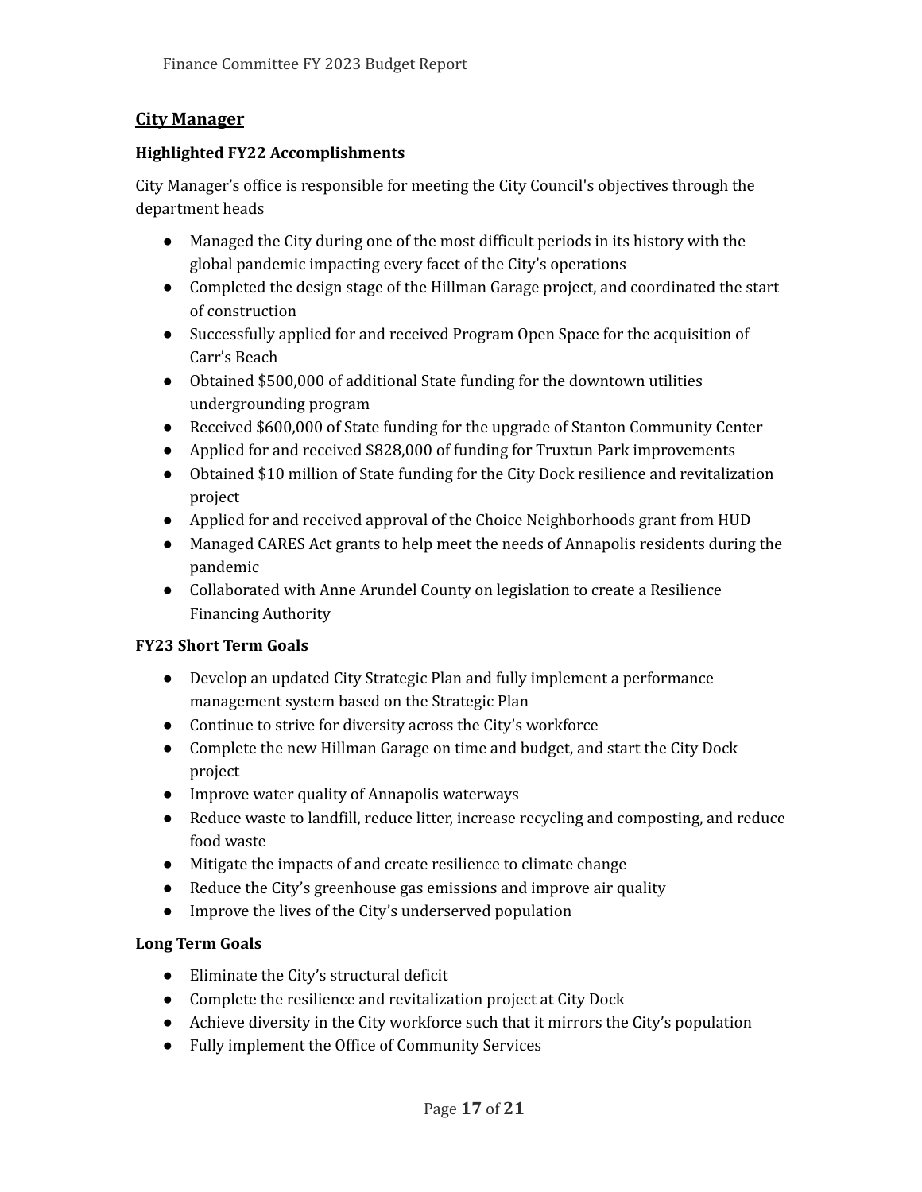## <u>City Manager</u>

### Highlighted FY22 Accomplishments

City Manager's office is responsible for meeting the City Council's objectives through the department heads

- Managed the City during one of the most difficult periods in its history with the global pandemic impacting every facet of the City's operations
- Completed the design stage of the Hillman Garage project, and coordinated the start of construction
- Successfully applied for and received Program Open Space for the acquisition of Carr's Beach
- Obtained $500,000 of additional State funding for the downtown utilities undergrounding program
- Received $600,000 of State funding for the upgrade of Stanton Community Center
- Applied for and received $828,000 of funding for Truxtun Park improvements
- Obtained $10 million of State funding for the City Dock resilience and revitalization project
- Applied for and received approval of the Choice Neighborhoods grant from HUD
- Managed CARES Act grants to help meet the needs of Annapolis residents during the pandemic
- Collaborated with Anne Arundel County on legislation to create a Resilience Financing Authority

### FY23 Short Term Goals

- Develop an updated City Strategic Plan and fully implement a performance management system based on the Strategic Plan
- Continue to strive for diversity across the City's workforce
- Complete the new Hillman Garage on time and budget, and start the City Dock project
- Improve water quality of Annapolis waterways
- Reduce waste to landfill, reduce litter, increase recycling and composting, and reduce food waste
- Mitigate the impacts of and create resilience to climate change
- Reduce the City's greenhouse gas emissions and improve air quality
- Improve the lives of the City's underserved population

### Long Term Goals

- Eliminate the City's structural deficit
- Complete the resilience and revitalization project at City Dock
- Achieve diversity in the City workforce such that it mirrors the City's population
- Fully implement the Office of Community Services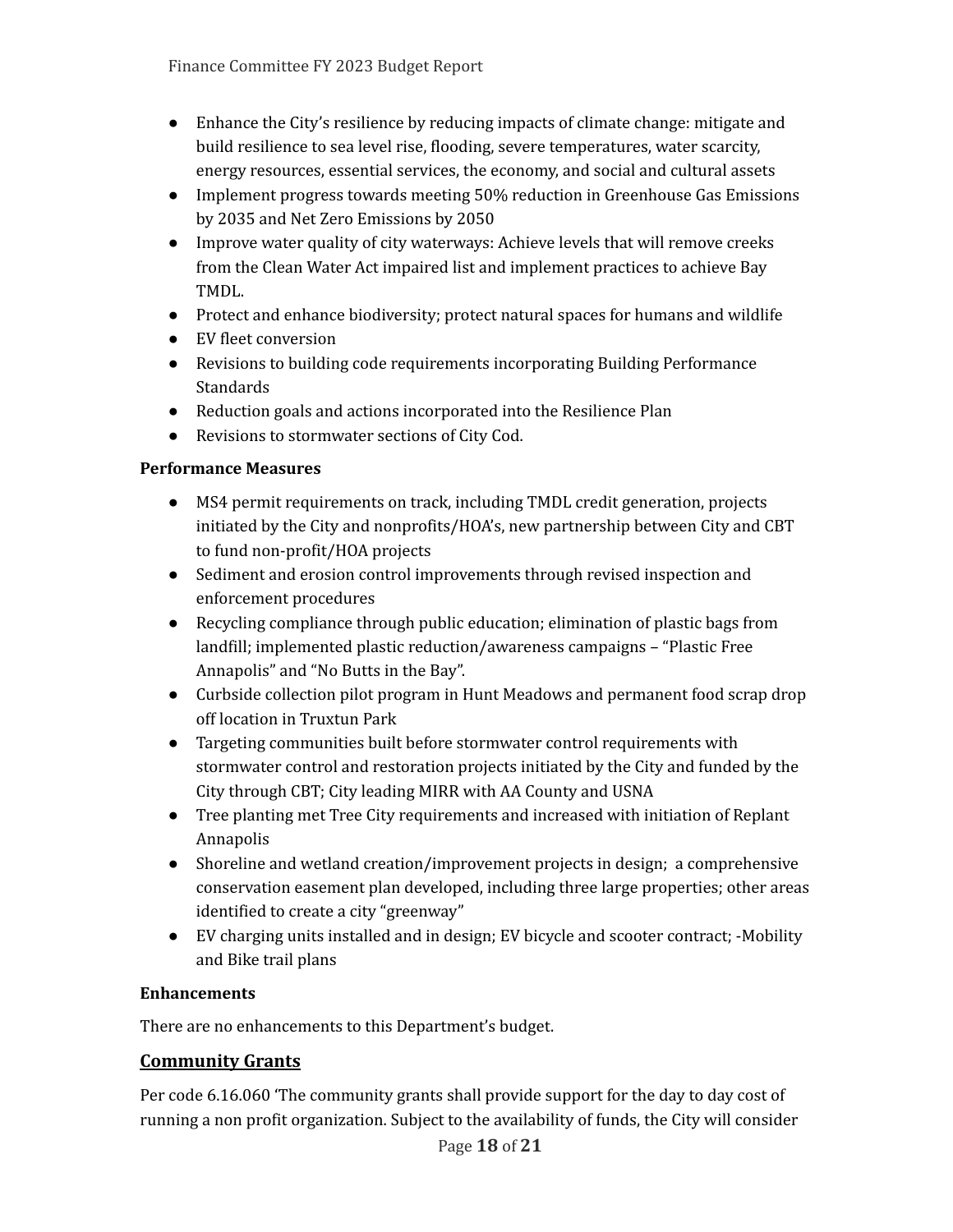- Enhance the City's resilience by reducing impacts of climate change: mitigate and build resilience to sea level rise, flooding, severe temperatures, water scarcity, energy resources, essential services, the economy, and social and cultural assets
- Implement progress towards meeting 50% reduction in Greenhouse Gas Emissions by 2035 and Net Zero Emissions by 2050
- Improve water quality of city waterways: Achieve levels that will remove creeks from the Clean Water Act impaired list and implement practices to achieve Bay TMDL.
- Protect and enhance biodiversity; protect natural spaces for humans and wildlife
- EV fleet conversion
- Revisions to building code requirements incorporating Building Performance Standards
- Reduction goals and actions incorporated into the Resilience Plan
- Revisions to stormwater sections of City Cod.

**Performance Measures**

- MS4 permit requirements on track, including TMDL credit generation, projects initiated by the City and nonprofits/HOA's, new partnership between City and CBT to fund non-profit/HOA projects
- Sediment and erosion control improvements through revised inspection and enforcement procedures
- Recycling compliance through public education; elimination of plastic bags from landfill; implemented plastic reduction/awareness campaigns – "Plastic Free Annapolis" and "No Butts in the Bay".
- Curbside collection pilot program in Hunt Meadows and permanent food scrap drop off location in Truxtun Park
- Targeting communities built before stormwater control requirements with stormwater control and restoration projects initiated by the City and funded by the City through CBT; City leading MIRR with AA County and USNA
- Tree planting met Tree City requirements and increased with initiation of Replant Annapolis
- Shoreline and wetland creation/improvement projects in design; a comprehensive conservation easement plan developed, including three large properties; other areas identified to create a city "greenway"
- EV charging units installed and in design; EV bicycle and scooter contract; -Mobility and Bike trail plans

**Enhancements**

There are no enhancements to this Department's budget.

## Community Grants

Per code 6.16.060 'The community grants shall provide support for the day to day cost of running a non profit organization. Subject to the availability of funds, the City will consider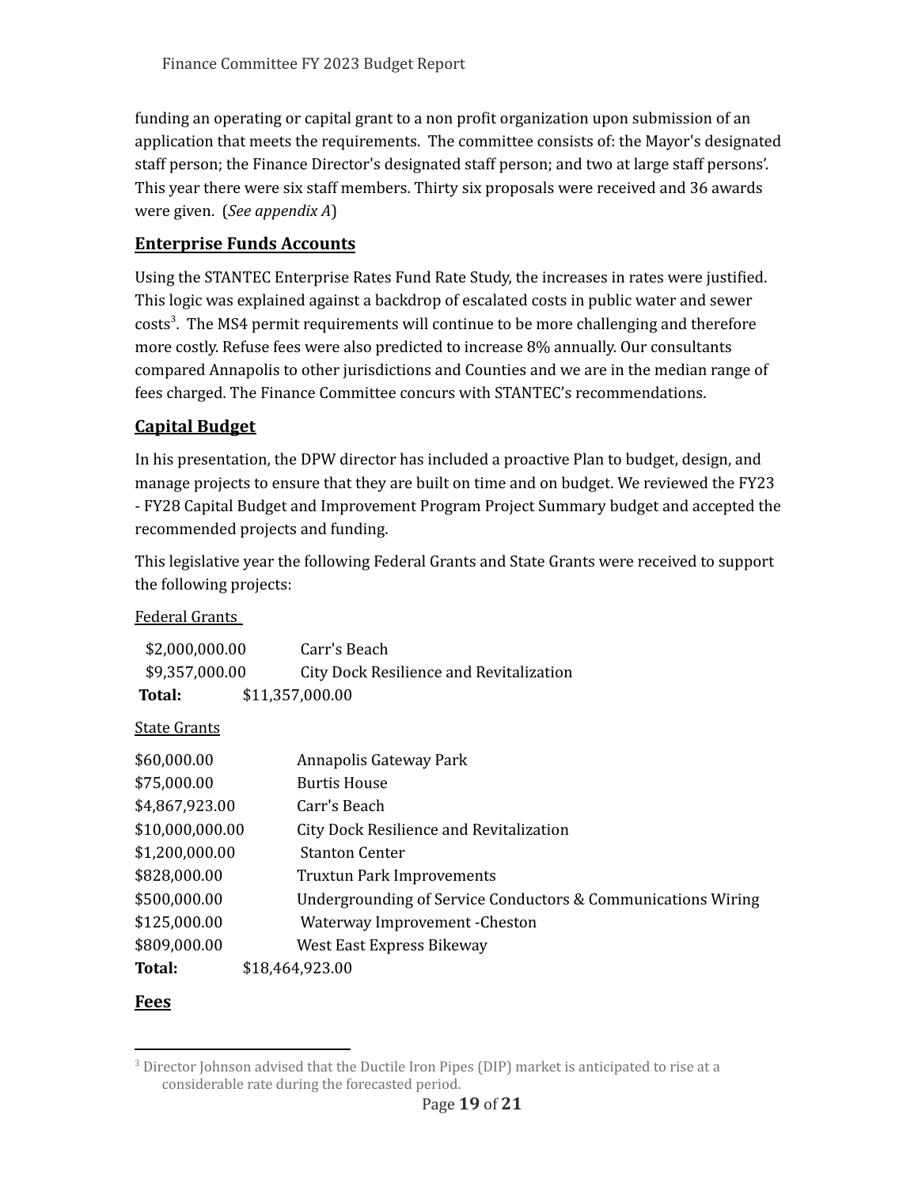funding an operating or capital grant to a non profit organization upon submission of an application that meets the requirements. The committee consists of: the Mayor's designated staff person; the Finance Director's designated staff person; and two at large staff persons'. This year there were six staff members. Thirty six proposals were received and 36 awards were given. (*See appendix A*)

## Enterprise Funds Accounts

Using the STANTEC Enterprise Rates Fund Rate Study, the increases in rates were justified. This logic was explained against a backdrop of escalated costs in public water and sewer costs[3]. The MS4 permit requirements will continue to be more challenging and therefore more costly. Refuse fees were also predicted to increase 8% annually. Our consultants compared Annapolis to other jurisdictions and Counties and we are in the median range of fees charged. The Finance Committee concurs with STANTEC's recommendations.

## Capital Budget

In his presentation, the DPW director has included a proactive Plan to budget, design, and manage projects to ensure that they are built on time and on budget. We reviewed the FY23 - FY28 Capital Budget and Improvement Program Project Summary budget and accepted the recommended projects and funding.

This legislative year the following Federal Grants and State Grants were received to support the following projects:

Federal Grants

| Amount | Project |
|---|---|
| $2,000,000.00 | Carr's Beach |
| $9,357,000.00 | City Dock Resilience and Revitalization |
| **Total:** $11,357,000.00 | |

State Grants

| Amount | Project |
|---|---|
| $60,000.00 | Annapolis Gateway Park |
| $75,000.00 | Burtis House |
| $4,867,923.00 | Carr's Beach |
| $10,000,000.00 | City Dock Resilience and Revitalization |
| $1,200,000.00 | Stanton Center |
| $828,000.00 | Truxtun Park Improvements |
| $500,000.00 | Undergrounding of Service Conductors & Communications Wiring |
| $125,000.00 | Waterway Improvement -Cheston |
| $809,000.00 | West East Express Bikeway |
| **Total:** $18,464,923.00 | |

## Fees

[3] Director Johnson advised that the Ductile Iron Pipes (DIP) market is anticipated to rise at a considerable rate during the forecasted period.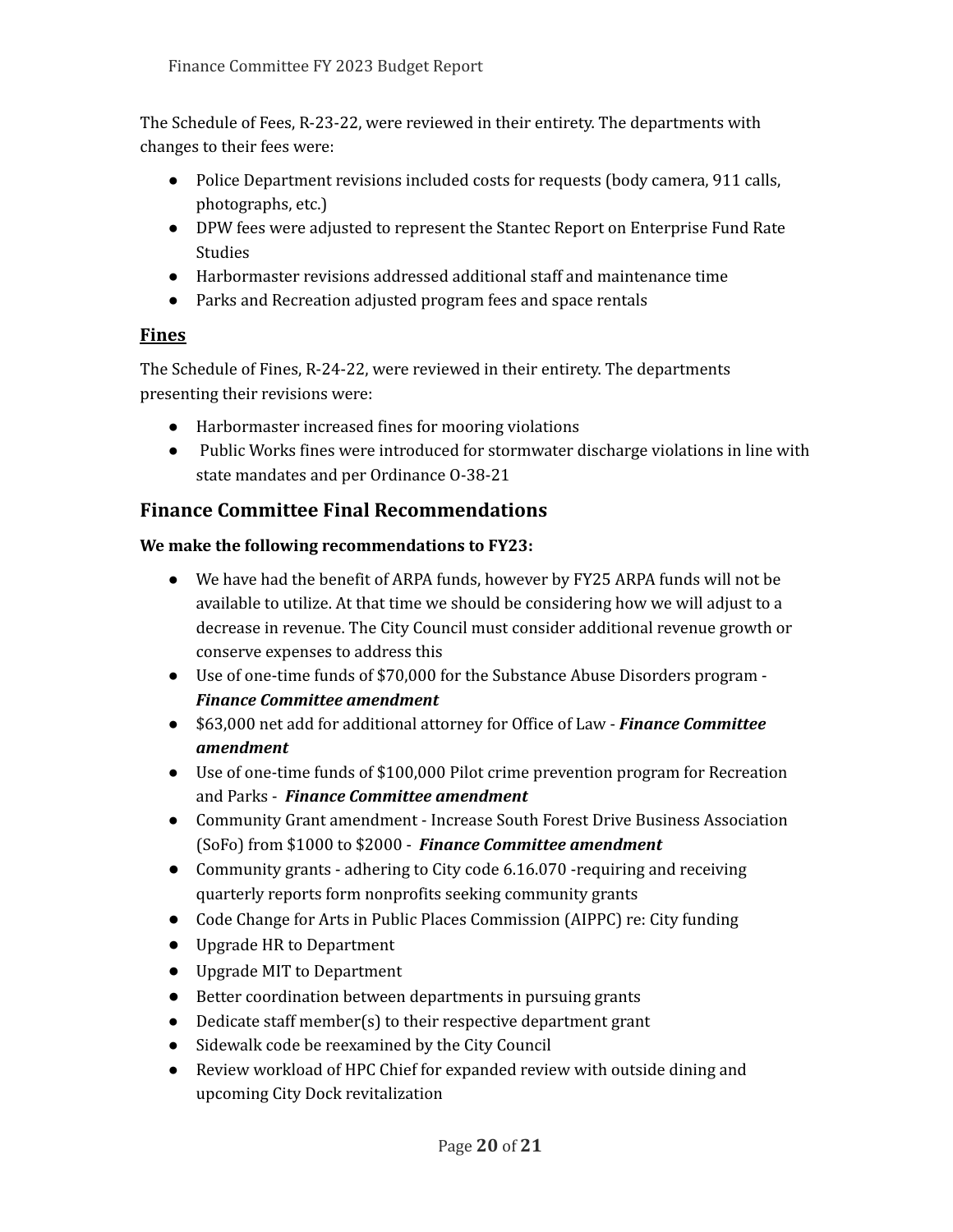The Schedule of Fees, R-23-22, were reviewed in their entirety. The departments with changes to their fees were:

- Police Department revisions included costs for requests (body camera, 911 calls, photographs, etc.)
- DPW fees were adjusted to represent the Stantec Report on Enterprise Fund Rate Studies
- Harbormaster revisions addressed additional staff and maintenance time
- Parks and Recreation adjusted program fees and space rentals

### <u>**Fines**</u>

The Schedule of Fines, R-24-22, were reviewed in their entirety. The departments presenting their revisions were:

- Harbormaster increased fines for mooring violations
- Public Works fines were introduced for stormwater discharge violations in line with state mandates and per Ordinance O-38-21

## Finance Committee Final Recommendations

**We make the following recommendations to FY23:**

- We have had the benefit of ARPA funds, however by FY25 ARPA funds will not be available to utilize. At that time we should be considering how we will adjust to a decrease in revenue. The City Council must consider additional revenue growth or conserve expenses to address this
- Use of one-time funds of $70,000 for the Substance Abuse Disorders program - ***Finance Committee amendment***
- $63,000 net add for additional attorney for Office of Law - ***Finance Committee amendment***
- Use of one-time funds of $100,000 Pilot crime prevention program for Recreation and Parks - ***Finance Committee amendment***
- Community Grant amendment - Increase South Forest Drive Business Association (SoFo) from $1000 to $2000 - ***Finance Committee amendment***
- Community grants - adhering to City code 6.16.070 -requiring and receiving quarterly reports form nonprofits seeking community grants
- Code Change for Arts in Public Places Commission (AIPPC) re: City funding
- Upgrade HR to Department
- Upgrade MIT to Department
- Better coordination between departments in pursuing grants
- Dedicate staff member(s) to their respective department grant
- Sidewalk code be reexamined by the City Council
- Review workload of HPC Chief for expanded review with outside dining and upcoming City Dock revitalization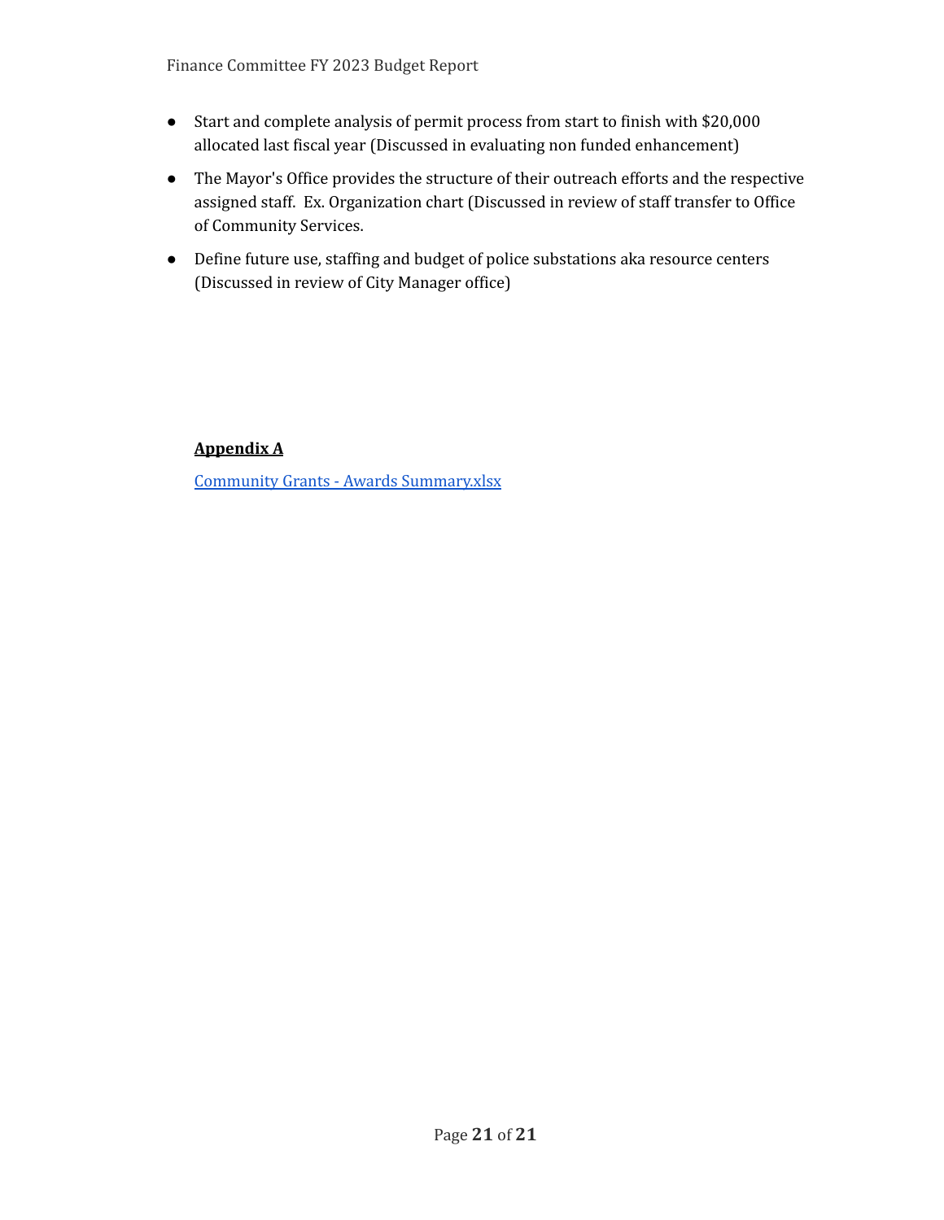- Start and complete analysis of permit process from start to finish with $20,000 allocated last fiscal year (Discussed in evaluating non funded enhancement)
- The Mayor's Office provides the structure of their outreach efforts and the respective assigned staff. Ex. Organization chart (Discussed in review of staff transfer to Office of Community Services.
- Define future use, staffing and budget of police substations aka resource centers (Discussed in review of City Manager office)

**Appendix A**

Community Grants - Awards Summary.xlsx